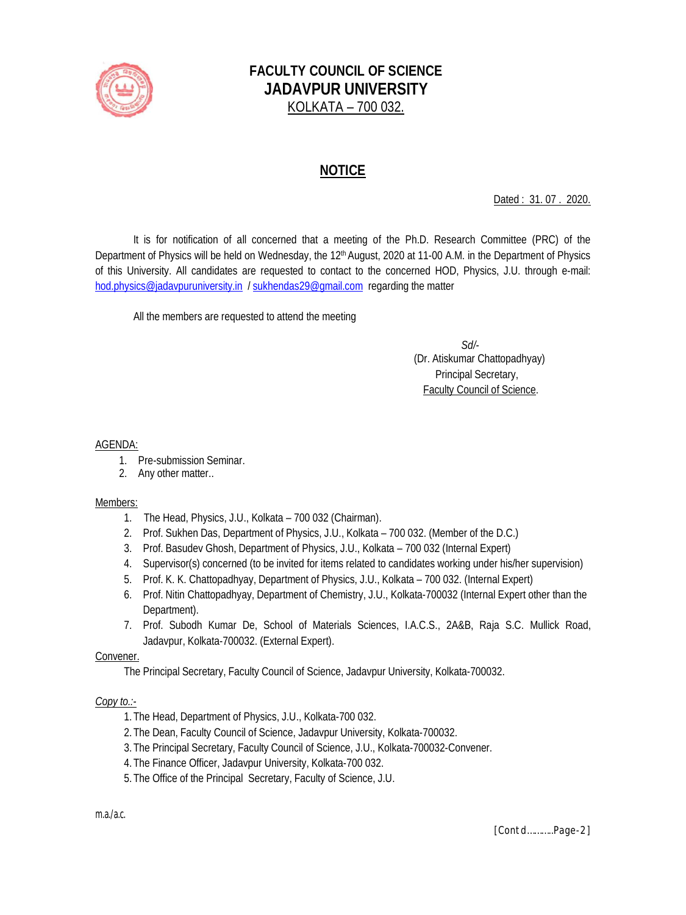# FACULTY COUNCIL OF SCIENCE
# JADAVPUR UNIVERSITY
KOLKATA – 700 032.

## NOTICE

Dated : 31. 07 . 2020.

It is for notification of all concerned that a meeting of the Ph.D. Research Committee (PRC) of the Department of Physics will be held on Wednesday, the 12th August, 2020 at 11-00 A.M. in the Department of Physics of this University. All candidates are requested to contact to the concerned HOD, Physics, J.U. through e-mail: hod.physics@jadavpuruniversity.in / sukhendas29@gmail.com regarding the matter

All the members are requested to attend the meeting

*Sd/-*
(Dr. Atiskumar Chattopadhyay)
Principal Secretary,
Faculty Council of Science.

AGENDA:

1. Pre-submission Seminar.
2. Any other matter..

Members:

1. The Head, Physics, J.U., Kolkata – 700 032 (Chairman).
2. Prof. Sukhen Das, Department of Physics, J.U., Kolkata – 700 032. (Member of the D.C.)
3. Prof. Basudev Ghosh, Department of Physics, J.U., Kolkata – 700 032 (Internal Expert)
4. Supervisor(s) concerned (to be invited for items related to candidates working under his/her supervision)
5. Prof. K. K. Chattopadhyay, Department of Physics, J.U., Kolkata – 700 032. (Internal Expert)
6. Prof. Nitin Chattopadhyay, Department of Chemistry, J.U., Kolkata-700032 (Internal Expert other than the Department).
7. Prof. Subodh Kumar De, School of Materials Sciences, I.A.C.S., 2A&B, Raja S.C. Mullick Road, Jadavpur, Kolkata-700032. (External Expert).

Convener.

The Principal Secretary, Faculty Council of Science, Jadavpur University, Kolkata-700032.

*Copy to.:-*

1. The Head, Department of Physics, J.U., Kolkata-700 032.
2. The Dean, Faculty Council of Science, Jadavpur University, Kolkata-700032.
3. The Principal Secretary, Faculty Council of Science, J.U., Kolkata-700032-Convener.
4. The Finance Officer, Jadavpur University, Kolkata-700 032.
5. The Office of the Principal Secretary, Faculty of Science, J.U.

m.a./a.c.

[Contd..........Page-2]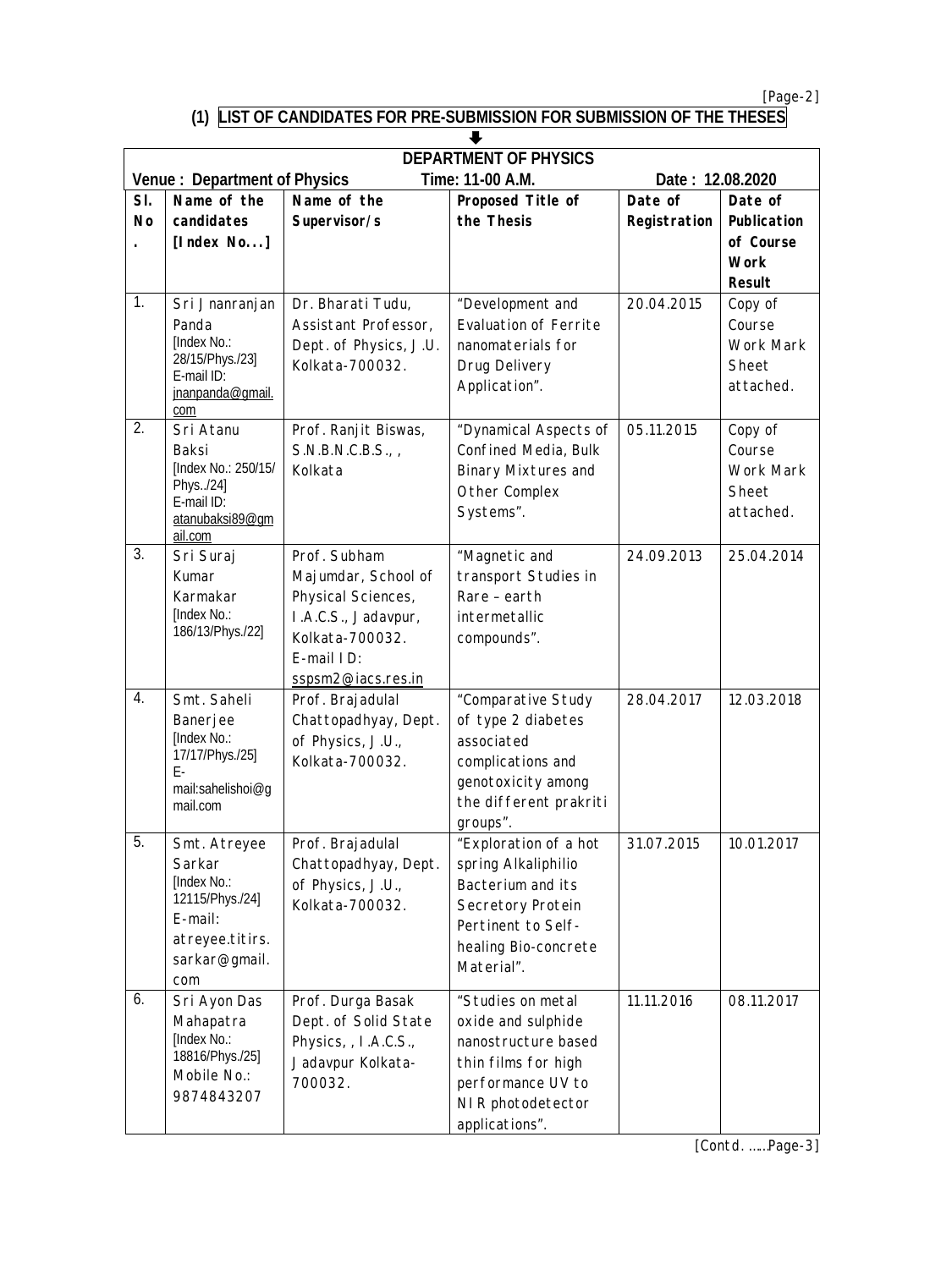## (1) LIST OF CANDIDATES FOR PRE-SUBMISSION FOR SUBMISSION OF THE THESES

⬇

| DEPARTMENT OF PHYSICS | | | | | |
|---|---|---|---|---|---|
| Venue : Department of Physics | | Time: 11-00 A.M. | | Date : 12.08.2020 | |
| Sl. No. | Name of the candidates [Index No...] | Name of the Supervisor/s | Proposed Title of the Thesis | Date of Registration | Date of Publication of Course Work Result |
| 1. | Sri Jnanranjan Panda [Index No.: 28/15/Phys./23] E-mail ID: jnanpanda@gmail.com | Dr. Bharati Tudu, Assistant Professor, Dept. of Physics, J.U. Kolkata-700032. | "Development and Evaluation of Ferrite nanomaterials for Drug Delivery Application". | 20.04.2015 | Copy of Course Work Mark Sheet attached. |
| 2. | Sri Atanu Baksi [Index No.: 250/15/ Phys../24] E-mail ID: atanubaksi89@gmail.com | Prof. Ranjit Biswas, S.N.B.N.C.B.S., , Kolkata | "Dynamical Aspects of Confined Media, Bulk Binary Mixtures and Other Complex Systems". | 05.11.2015 | Copy of Course Work Mark Sheet attached. |
| 3. | Sri Suraj Kumar Karmakar [Index No.: 186/13/Phys./22] | Prof. Subham Majumdar, School of Physical Sciences, I.A.C.S., Jadavpur, Kolkata-700032. E-mail ID: sspsm2@iacs.res.in | "Magnetic and transport Studies in Rare – earth intermetallic compounds". | 24.09.2013 | 25.04.2014 |
| 4. | Smt. Saheli Banerjee [Index No.: 17/17/Phys./25] E-mail:sahelishoi@gmail.com | Prof. Brajadulal Chattopadhyay, Dept. of Physics, J.U., Kolkata-700032. | "Comparative Study of type 2 diabetes associated complications and genotoxicity among the different prakriti groups". | 28.04.2017 | 12.03.2018 |
| 5. | Smt. Atreyee Sarkar [Index No.: 12115/Phys./24] E-mail: atreyee.titirs.sarkar@gmail.com | Prof. Brajadulal Chattopadhyay, Dept. of Physics, J.U., Kolkata-700032. | "Exploration of a hot spring Alkaliphilio Bacterium and its Secretory Protein Pertinent to Self-healing Bio-concrete Material". | 31.07.2015 | 10.01.2017 |
| 6. | Sri Ayon Das Mahapatra [Index No.: 18816/Phys./25] Mobile No.: 9874843207 | Prof. Durga Basak Dept. of Solid State Physics, , I.A.C.S., Jadavpur Kolkata-700032. | "Studies on metal oxide and sulphide nanostructure based thin films for high performance UV to NIR photodetector applications". | 11.11.2016 | 08.11.2017 |

[Contd. ......Page-3]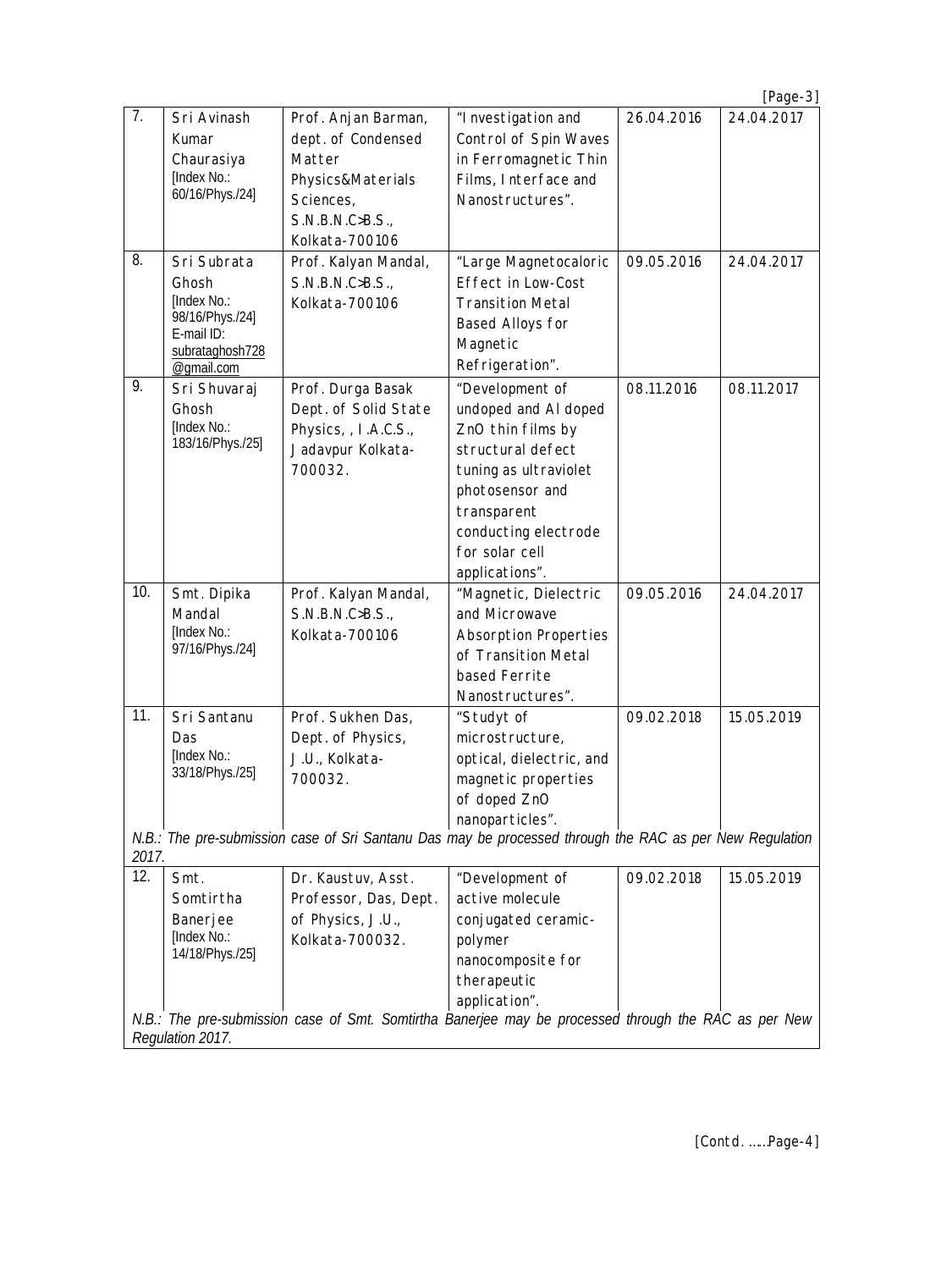| 7. | Sri Avinash Kumar Chaurasiya [Index No.: 60/16/Phys./24] | Prof. Anjan Barman, dept. of Condensed Matter Physics&Materials Sciences, S.N.B.N.C>B.S., Kolkata-700106 | "Investigation and Control of Spin Waves in Ferromagnetic Thin Films, Interface and Nanostructures". | 26.04.2016 | 24.04.2017 |
|---|---|---|---|---|---|
| 8. | Sri Subrata Ghosh [Index No.: 98/16/Phys./24] E-mail ID: subrataghosh728@gmail.com | Prof. Kalyan Mandal, S.N.B.N.C>B.S., Kolkata-700106 | "Large Magnetocaloric Effect in Low-Cost Transition Metal Based Alloys for Magnetic Refrigeration". | 09.05.2016 | 24.04.2017 |
| 9. | Sri Shuvaraj Ghosh [Index No.: 183/16/Phys./25] | Prof. Durga Basak Dept. of Solid State Physics, , I.A.C.S., Jadavpur Kolkata-700032. | "Development of undoped and Al doped ZnO thin films by structural defect tuning as ultraviolet photosensor and transparent conducting electrode for solar cell applications". | 08.11.2016 | 08.11.2017 |
| 10. | Smt. Dipika Mandal [Index No.: 97/16/Phys./24] | Prof. Kalyan Mandal, S.N.B.N.C>B.S., Kolkata-700106 | "Magnetic, Dielectric and Microwave Absorption Properties of Transition Metal based Ferrite Nanostructures". | 09.05.2016 | 24.04.2017 |
| 11. | Sri Santanu Das [Index No.: 33/18/Phys./25] | Prof. Sukhen Das, Dept. of Physics, J.U., Kolkata-700032. | "Studyt of microstructure, optical, dielectric, and magnetic properties of doped ZnO nanoparticles". | 09.02.2018 | 15.05.2019 |
| *N.B.: The pre-submission case of Sri Santanu Das may be processed through the RAC as per New Regulation 2017.* | | | | | |
| 12. | Smt. Somtirtha Banerjee [Index No.: 14/18/Phys./25] | Dr. Kaustuv, Asst. Professor, Das, Dept. of Physics, J.U., Kolkata-700032. | "Development of active molecule conjugated ceramic-polymer nanocomposite for therapeutic application". | 09.02.2018 | 15.05.2019 |
| *N.B.: The pre-submission case of Smt. Somtirtha Banerjee may be processed through the RAC as per New Regulation 2017.* | | | | | |

[Contd. ......Page-4]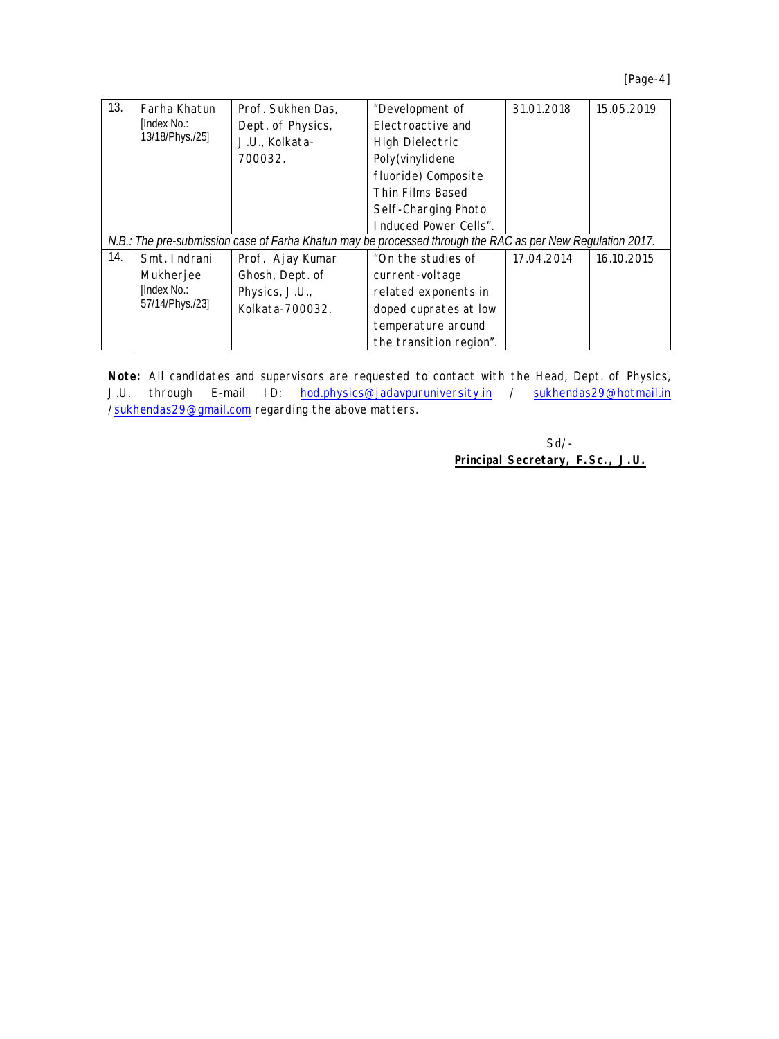| | | | | | |
|---|---|---|---|---|---|
| 13. | Farha Khatun [Index No.: 13/18/Phys./25] | Prof. Sukhen Das, Dept. of Physics, J.U., Kolkata-700032. | "Development of Electroactive and High Dielectric Poly(vinylidene fluoride) Composite Thin Films Based Self-Charging Photo Induced Power Cells". | 31.01.2018 | 15.05.2019 |
| *N.B.: The pre-submission case of Farha Khatun may be processed through the RAC as per New Regulation 2017.* | | | | | |
| 14. | Smt. Indrani Mukherjee [Index No.: 57/14/Phys./23] | Prof. Ajay Kumar Ghosh, Dept. of Physics, J.U., Kolkata-700032. | "On the studies of current-voltage related exponents in doped cuprates at low temperature around the transition region". | 17.04.2014 | 16.10.2015 |

**Note:** All candidates and supervisors are requested to contact with the Head, Dept. of Physics, J.U. through E-mail ID: hod.physics@jadavpuruniversity.in / sukhendas29@hotmail.in / sukhendas29@gmail.com regarding the above matters.

Sd/-

**Principal Secretary, F.Sc., J.U.**